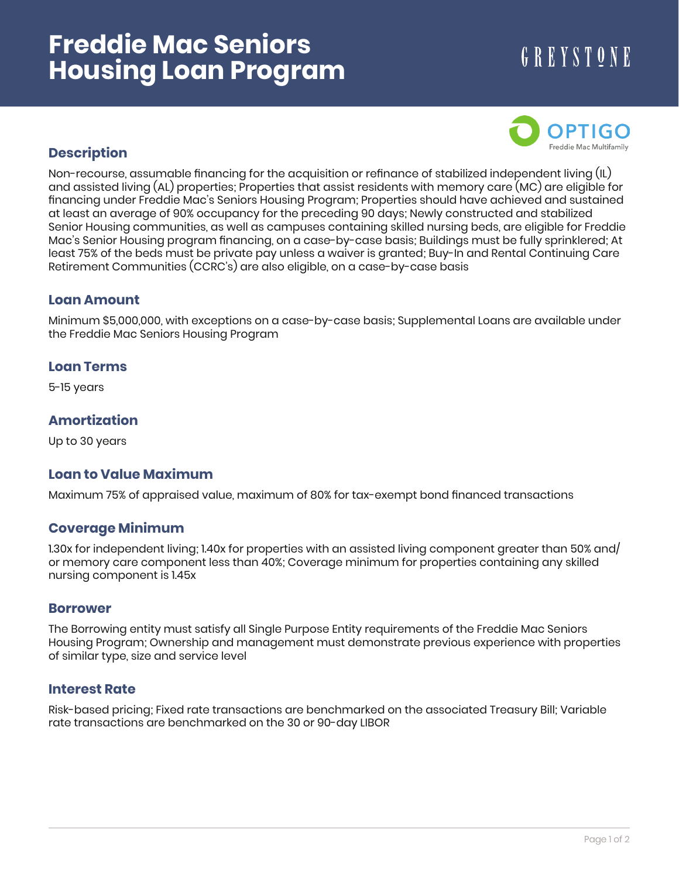# Freddie Mac Seniors Housing Loan Program

GREYSTONE

OPTIGO
Freddie Mac Multifamily

## Description

Non-recourse, assumable financing for the acquisition or refinance of stabilized independent living (IL) and assisted living (AL) properties; Properties that assist residents with memory care (MC) are eligible for financing under Freddie Mac's Seniors Housing Program; Properties should have achieved and sustained at least an average of 90% occupancy for the preceding 90 days; Newly constructed and stabilized Senior Housing communities, as well as campuses containing skilled nursing beds, are eligible for Freddie Mac's Senior Housing program financing, on a case-by-case basis; Buildings must be fully sprinklered; At least 75% of the beds must be private pay unless a waiver is granted; Buy-In and Rental Continuing Care Retirement Communities (CCRC's) are also eligible, on a case-by-case basis

## Loan Amount

Minimum $5,000,000, with exceptions on a case-by-case basis; Supplemental Loans are available under the Freddie Mac Seniors Housing Program

## Loan Terms

5-15 years

## Amortization

Up to 30 years

## Loan to Value Maximum

Maximum 75% of appraised value, maximum of 80% for tax-exempt bond financed transactions

## Coverage Minimum

1.30x for independent living; 1.40x for properties with an assisted living component greater than 50% and/or memory care component less than 40%; Coverage minimum for properties containing any skilled nursing component is 1.45x

## Borrower

The Borrowing entity must satisfy all Single Purpose Entity requirements of the Freddie Mac Seniors Housing Program; Ownership and management must demonstrate previous experience with properties of similar type, size and service level

## Interest Rate

Risk-based pricing; Fixed rate transactions are benchmarked on the associated Treasury Bill; Variable rate transactions are benchmarked on the 30 or 90-day LIBOR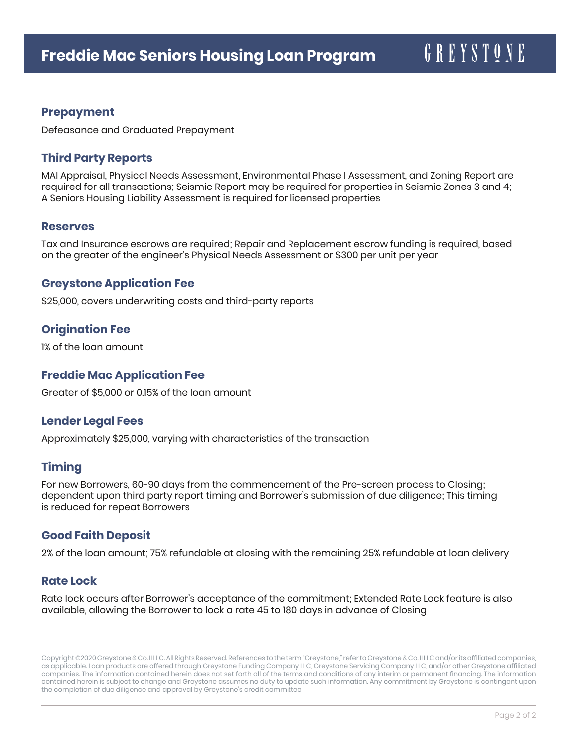# Freddie Mac Seniors Housing Loan Program

GREYSTONE

## Prepayment

Defeasance and Graduated Prepayment

## Third Party Reports

MAI Appraisal, Physical Needs Assessment, Environmental Phase I Assessment, and Zoning Report are required for all transactions; Seismic Report may be required for properties in Seismic Zones 3 and 4; A Seniors Housing Liability Assessment is required for licensed properties

## Reserves

Tax and Insurance escrows are required; Repair and Replacement escrow funding is required, based on the greater of the engineer's Physical Needs Assessment or $300 per unit per year

## Greystone Application Fee

$25,000, covers underwriting costs and third-party reports

## Origination Fee

1% of the loan amount

## Freddie Mac Application Fee

Greater of $5,000 or 0.15% of the loan amount

## Lender Legal Fees

Approximately $25,000, varying with characteristics of the transaction

## Timing

For new Borrowers, 60-90 days from the commencement of the Pre-screen process to Closing; dependent upon third party report timing and Borrower's submission of due diligence; This timing is reduced for repeat Borrowers

## Good Faith Deposit

2% of the loan amount; 75% refundable at closing with the remaining 25% refundable at loan delivery

## Rate Lock

Rate lock occurs after Borrower's acceptance of the commitment; Extended Rate Lock feature is also available, allowing the Borrower to lock a rate 45 to 180 days in advance of Closing

Copyright ©2020 Greystone & Co. II LLC. All Rights Reserved. References to the term "Greystone," refer to Greystone & Co. II LLC and/or its affiliated companies, as applicable. Loan products are offered through Greystone Funding Company LLC, Greystone Servicing Company LLC, and/or other Greystone affiliated companies. The information contained herein does not set forth all of the terms and conditions of any interim or permanent financing. The information contained herein is subject to change and Greystone assumes no duty to update such information. Any commitment by Greystone is contingent upon the completion of due diligence and approval by Greystone's credit committee